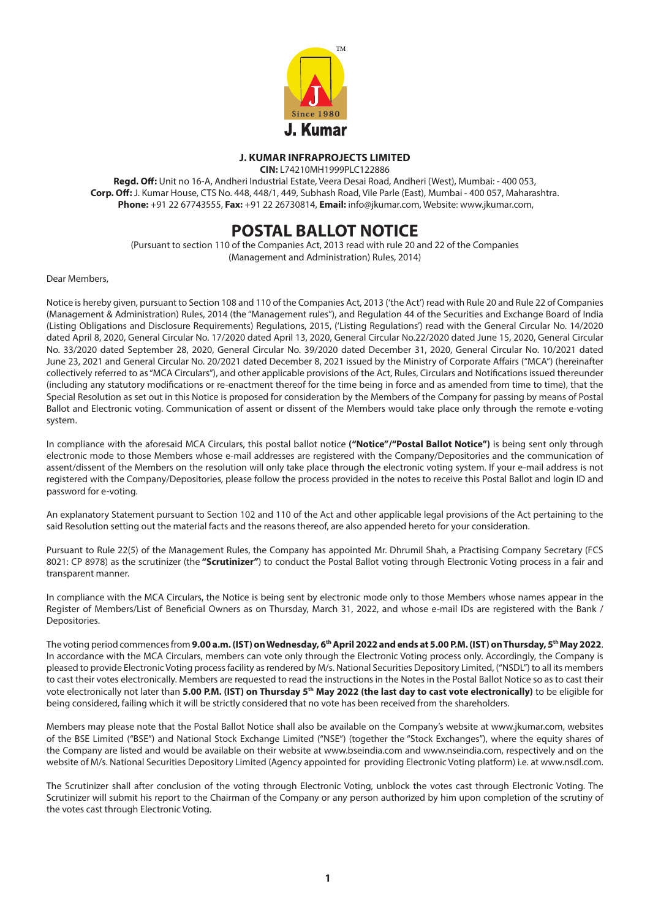**J. KUMAR INFRAPROJECTS LIMITED**

**CIN:** L74210MH1999PLC122886

**Regd. Off:** Unit no 16-A, Andheri Industrial Estate, Veera Desai Road, Andheri (West), Mumbai: - 400 053,
**Corp. Off:** J. Kumar House, CTS No. 448, 448/1, 449, Subhash Road, Vile Parle (East), Mumbai - 400 057, Maharashtra.
**Phone:** +91 22 67743555, **Fax:** +91 22 26730814, **Email:** info@jkumar.com, Website: www.jkumar.com,

# POSTAL BALLOT NOTICE

(Pursuant to section 110 of the Companies Act, 2013 read with rule 20 and 22 of the Companies (Management and Administration) Rules, 2014)

Dear Members,

Notice is hereby given, pursuant to Section 108 and 110 of the Companies Act, 2013 ('the Act') read with Rule 20 and Rule 22 of Companies (Management & Administration) Rules, 2014 (the "Management rules"), and Regulation 44 of the Securities and Exchange Board of India (Listing Obligations and Disclosure Requirements) Regulations, 2015, ('Listing Regulations') read with the General Circular No. 14/2020 dated April 8, 2020, General Circular No. 17/2020 dated April 13, 2020, General Circular No.22/2020 dated June 15, 2020, General Circular No. 33/2020 dated September 28, 2020, General Circular No. 39/2020 dated December 31, 2020, General Circular No. 10/2021 dated June 23, 2021 and General Circular No. 20/2021 dated December 8, 2021 issued by the Ministry of Corporate Affairs ("MCA") (hereinafter collectively referred to as "MCA Circulars"), and other applicable provisions of the Act, Rules, Circulars and Notifications issued thereunder (including any statutory modifications or re-enactment thereof for the time being in force and as amended from time to time), that the Special Resolution as set out in this Notice is proposed for consideration by the Members of the Company for passing by means of Postal Ballot and Electronic voting. Communication of assent or dissent of the Members would take place only through the remote e-voting system.

In compliance with the aforesaid MCA Circulars, this postal ballot notice **("Notice"/"Postal Ballot Notice")** is being sent only through electronic mode to those Members whose e-mail addresses are registered with the Company/Depositories and the communication of assent/dissent of the Members on the resolution will only take place through the electronic voting system. If your e-mail address is not registered with the Company/Depositories, please follow the process provided in the notes to receive this Postal Ballot and login ID and password for e-voting.

An explanatory Statement pursuant to Section 102 and 110 of the Act and other applicable legal provisions of the Act pertaining to the said Resolution setting out the material facts and the reasons thereof, are also appended hereto for your consideration.

Pursuant to Rule 22(5) of the Management Rules, the Company has appointed Mr. Dhrumil Shah, a Practising Company Secretary (FCS 8021: CP 8978) as the scrutinizer (the **"Scrutinizer"**) to conduct the Postal Ballot voting through Electronic Voting process in a fair and transparent manner.

In compliance with the MCA Circulars, the Notice is being sent by electronic mode only to those Members whose names appear in the Register of Members/List of Beneficial Owners as on Thursday, March 31, 2022, and whose e-mail IDs are registered with the Bank / Depositories.

The voting period commences from **9.00 a.m. (IST) on Wednesday, 6th April 2022 and ends at 5.00 P.M. (IST) on Thursday, 5th May 2022**. In accordance with the MCA Circulars, members can vote only through the Electronic Voting process only. Accordingly, the Company is pleased to provide Electronic Voting process facility as rendered by M/s. National Securities Depository Limited, ("NSDL") to all its members to cast their votes electronically. Members are requested to read the instructions in the Notes in the Postal Ballot Notice so as to cast their vote electronically not later than **5.00 P.M. (IST) on Thursday 5th May 2022 (the last day to cast vote electronically)** to be eligible for being considered, failing which it will be strictly considered that no vote has been received from the shareholders.

Members may please note that the Postal Ballot Notice shall also be available on the Company's website at www.jkumar.com, websites of the BSE Limited ("BSE") and National Stock Exchange Limited ("NSE") (together the "Stock Exchanges"), where the equity shares of the Company are listed and would be available on their website at www.bseindia.com and www.nseindia.com, respectively and on the website of M/s. National Securities Depository Limited (Agency appointed for providing Electronic Voting platform) i.e. at www.nsdl.com.

The Scrutinizer shall after conclusion of the voting through Electronic Voting, unblock the votes cast through Electronic Voting. The Scrutinizer will submit his report to the Chairman of the Company or any person authorized by him upon completion of the scrutiny of the votes cast through Electronic Voting.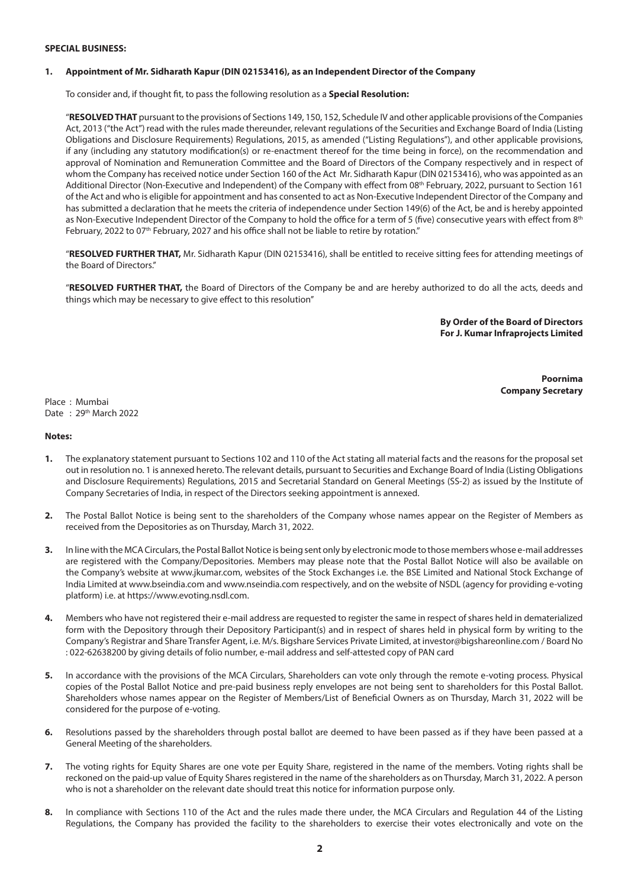**SPECIAL BUSINESS:**

**1. Appointment of Mr. Sidharath Kapur (DIN 02153416), as an Independent Director of the Company**

To consider and, if thought fit, to pass the following resolution as a **Special Resolution:**

"**RESOLVED THAT** pursuant to the provisions of Sections 149, 150, 152, Schedule IV and other applicable provisions of the Companies Act, 2013 ("the Act") read with the rules made thereunder, relevant regulations of the Securities and Exchange Board of India (Listing Obligations and Disclosure Requirements) Regulations, 2015, as amended ("Listing Regulations"), and other applicable provisions, if any (including any statutory modification(s) or re-enactment thereof for the time being in force), on the recommendation and approval of Nomination and Remuneration Committee and the Board of Directors of the Company respectively and in respect of whom the Company has received notice under Section 160 of the Act Mr. Sidharath Kapur (DIN 02153416), who was appointed as an Additional Director (Non-Executive and Independent) of the Company with effect from 08th February, 2022, pursuant to Section 161 of the Act and who is eligible for appointment and has consented to act as Non-Executive Independent Director of the Company and has submitted a declaration that he meets the criteria of independence under Section 149(6) of the Act, be and is hereby appointed as Non-Executive Independent Director of the Company to hold the office for a term of 5 (five) consecutive years with effect from 8th February, 2022 to 07th February, 2027 and his office shall not be liable to retire by rotation."

"**RESOLVED FURTHER THAT,** Mr. Sidharath Kapur (DIN 02153416), shall be entitled to receive sitting fees for attending meetings of the Board of Directors."

"**RESOLVED FURTHER THAT,** the Board of Directors of the Company be and are hereby authorized to do all the acts, deeds and things which may be necessary to give effect to this resolution"

**By Order of the Board of Directors**
**For J. Kumar Infraprojects Limited**

**Poornima**
**Company Secretary**

Place : Mumbai
Date : 29th March 2022

**Notes:**

1. The explanatory statement pursuant to Sections 102 and 110 of the Act stating all material facts and the reasons for the proposal set out in resolution no. 1 is annexed hereto. The relevant details, pursuant to Securities and Exchange Board of India (Listing Obligations and Disclosure Requirements) Regulations, 2015 and Secretarial Standard on General Meetings (SS-2) as issued by the Institute of Company Secretaries of India, in respect of the Directors seeking appointment is annexed.

2. The Postal Ballot Notice is being sent to the shareholders of the Company whose names appear on the Register of Members as received from the Depositories as on Thursday, March 31, 2022.

3. In line with the MCA Circulars, the Postal Ballot Notice is being sent only by electronic mode to those members whose e-mail addresses are registered with the Company/Depositories. Members may please note that the Postal Ballot Notice will also be available on the Company's website at www.jkumar.com, websites of the Stock Exchanges i.e. the BSE Limited and National Stock Exchange of India Limited at www.bseindia.com and www.nseindia.com respectively, and on the website of NSDL (agency for providing e-voting platform) i.e. at https://www.evoting.nsdl.com.

4. Members who have not registered their e-mail address are requested to register the same in respect of shares held in dematerialized form with the Depository through their Depository Participant(s) and in respect of shares held in physical form by writing to the Company's Registrar and Share Transfer Agent, i.e. M/s. Bigshare Services Private Limited, at investor@bigshareonline.com / Board No : 022-62638200 by giving details of folio number, e-mail address and self-attested copy of PAN card

5. In accordance with the provisions of the MCA Circulars, Shareholders can vote only through the remote e-voting process. Physical copies of the Postal Ballot Notice and pre-paid business reply envelopes are not being sent to shareholders for this Postal Ballot. Shareholders whose names appear on the Register of Members/List of Beneficial Owners as on Thursday, March 31, 2022 will be considered for the purpose of e-voting.

6. Resolutions passed by the shareholders through postal ballot are deemed to have been passed as if they have been passed at a General Meeting of the shareholders.

7. The voting rights for Equity Shares are one vote per Equity Share, registered in the name of the members. Voting rights shall be reckoned on the paid-up value of Equity Shares registered in the name of the shareholders as on Thursday, March 31, 2022. A person who is not a shareholder on the relevant date should treat this notice for information purpose only.

8. In compliance with Sections 110 of the Act and the rules made there under, the MCA Circulars and Regulation 44 of the Listing Regulations, the Company has provided the facility to the shareholders to exercise their votes electronically and vote on the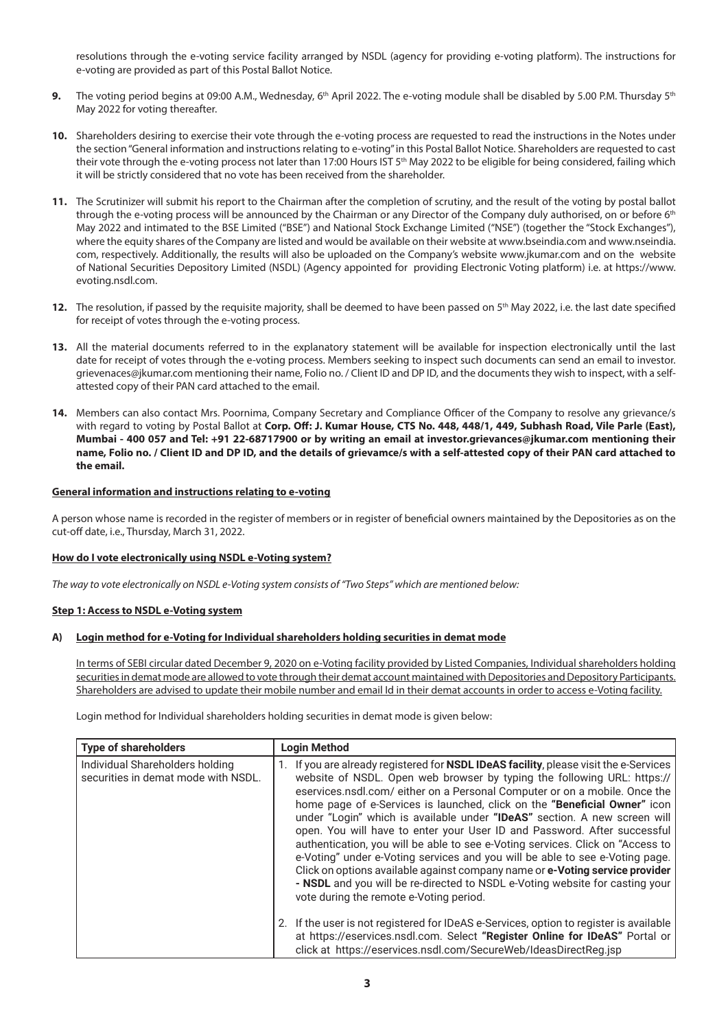resolutions through the e-voting service facility arranged by NSDL (agency for providing e-voting platform). The instructions for e-voting are provided as part of this Postal Ballot Notice.

**9.** The voting period begins at 09:00 A.M., Wednesday, 6th April 2022. The e-voting module shall be disabled by 5.00 P.M. Thursday 5th May 2022 for voting thereafter.

**10.** Shareholders desiring to exercise their vote through the e-voting process are requested to read the instructions in the Notes under the section "General information and instructions relating to e-voting" in this Postal Ballot Notice. Shareholders are requested to cast their vote through the e-voting process not later than 17:00 Hours IST 5th May 2022 to be eligible for being considered, failing which it will be strictly considered that no vote has been received from the shareholder.

**11.** The Scrutinizer will submit his report to the Chairman after the completion of scrutiny, and the result of the voting by postal ballot through the e-voting process will be announced by the Chairman or any Director of the Company duly authorised, on or before 6th May 2022 and intimated to the BSE Limited ("BSE") and National Stock Exchange Limited ("NSE") (together the "Stock Exchanges"), where the equity shares of the Company are listed and would be available on their website at www.bseindia.com and www.nseindia.com, respectively. Additionally, the results will also be uploaded on the Company's website www.jkumar.com and on the website of National Securities Depository Limited (NSDL) (Agency appointed for providing Electronic Voting platform) i.e. at https://www.evoting.nsdl.com.

**12.** The resolution, if passed by the requisite majority, shall be deemed to have been passed on 5th May 2022, i.e. the last date specified for receipt of votes through the e-voting process.

**13.** All the material documents referred to in the explanatory statement will be available for inspection electronically until the last date for receipt of votes through the e-voting process. Members seeking to inspect such documents can send an email to investor.grievenaces@jkumar.com mentioning their name, Folio no. / Client ID and DP ID, and the documents they wish to inspect, with a self-attested copy of their PAN card attached to the email.

**14.** Members can also contact Mrs. Poornima, Company Secretary and Compliance Officer of the Company to resolve any grievance/s with regard to voting by Postal Ballot at **Corp. Off: J. Kumar House, CTS No. 448, 448/1, 449, Subhash Road, Vile Parle (East), Mumbai - 400 057 and Tel: +91 22-68717900 or by writing an email at investor.grievances@jkumar.com mentioning their name, Folio no. / Client ID and DP ID, and the details of grievamce/s with a self-attested copy of their PAN card attached to the email.**

**General information and instructions relating to e-voting**

A person whose name is recorded in the register of members or in register of beneficial owners maintained by the Depositories as on the cut-off date, i.e., Thursday, March 31, 2022.

**How do I vote electronically using NSDL e-Voting system?**

*The way to vote electronically on NSDL e-Voting system consists of "Two Steps" which are mentioned below:*

**Step 1: Access to NSDL e-Voting system**

**A) Login method for e-Voting for Individual shareholders holding securities in demat mode**

In terms of SEBI circular dated December 9, 2020 on e-Voting facility provided by Listed Companies, Individual shareholders holding securities in demat mode are allowed to vote through their demat account maintained with Depositories and Depository Participants. Shareholders are advised to update their mobile number and email Id in their demat accounts in order to access e-Voting facility.

Login method for Individual shareholders holding securities in demat mode is given below:

| Type of shareholders | Login Method |
|---|---|
| Individual Shareholders holding securities in demat mode with NSDL. | 1. If you are already registered for **NSDL IDeAS facility**, please visit the e-Services website of NSDL. Open web browser by typing the following URL: https://eservices.nsdl.com/ either on a Personal Computer or on a mobile. Once the home page of e-Services is launched, click on the **"Beneficial Owner"** icon under "Login" which is available under **"IDeAS"** section. A new screen will open. You will have to enter your User ID and Password. After successful authentication, you will be able to see e-Voting services. Click on "Access to e-Voting" under e-Voting services and you will be able to see e-Voting page. Click on options available against company name or **e-Voting service provider - NSDL** and you will be re-directed to NSDL e-Voting website for casting your vote during the remote e-Voting period.<br>2. If the user is not registered for IDeAS e-Services, option to register is available at https://eservices.nsdl.com. Select **"Register Online for IDeAS"** Portal or click at https://eservices.nsdl.com/SecureWeb/IdeasDirectReg.jsp |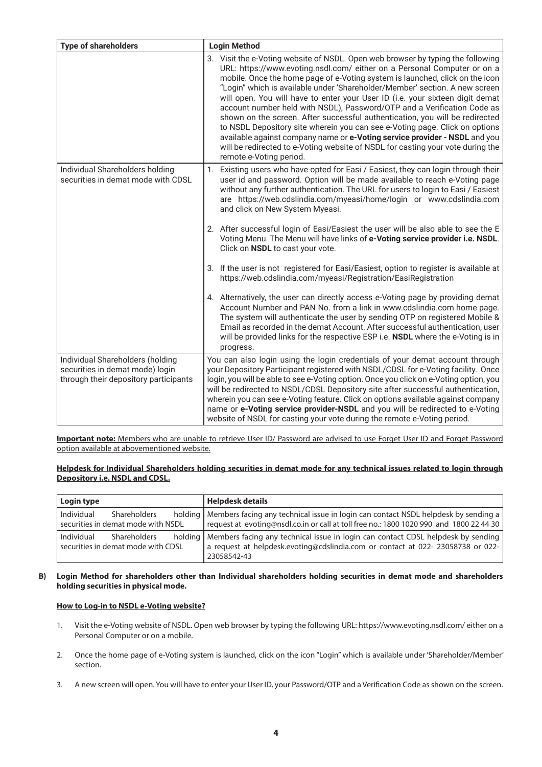| Type of shareholders | Login Method |
|---|---|
| | 3. Visit the e-Voting website of NSDL. Open web browser by typing the following URL: https://www.evoting.nsdl.com/ either on a Personal Computer or on a mobile. Once the home page of e-Voting system is launched, click on the icon "Login" which is available under 'Shareholder/Member' section. A new screen will open. You will have to enter your User ID (i.e. your sixteen digit demat account number held with NSDL), Password/OTP and a Verification Code as shown on the screen. After successful authentication, you will be redirected to NSDL Depository site wherein you can see e-Voting page. Click on options available against company name or **e-Voting service provider - NSDL** and you will be redirected to e-Voting website of NSDL for casting your vote during the remote e-Voting period. |
| Individual Shareholders holding securities in demat mode with CDSL | 1. Existing users who have opted for Easi / Easiest, they can login through their user id and password. Option will be made available to reach e-Voting page without any further authentication. The URL for users to login to Easi / Easiest are https://web.cdslindia.com/myeasi/home/login or www.cdslindia.com and click on New System Myeasi.<br><br>2. After successful login of Easi/Easiest the user will be also able to see the E Voting Menu. The Menu will have links of **e-Voting service provider i.e. NSDL**. Click on **NSDL** to cast your vote.<br><br>3. If the user is not registered for Easi/Easiest, option to register is available at https://web.cdslindia.com/myeasi/Registration/EasiRegistration<br><br>4. Alternatively, the user can directly access e-Voting page by providing demat Account Number and PAN No. from a link in www.cdslindia.com home page. The system will authenticate the user by sending OTP on registered Mobile & Email as recorded in the demat Account. After successful authentication, user will be provided links for the respective ESP i.e. **NSDL** where the e-Voting is in progress. |
| Individual Shareholders (holding securities in demat mode) login through their depository participants | You can also login using the login credentials of your demat account through your Depository Participant registered with NSDL/CDSL for e-Voting facility. Once login, you will be able to see e-Voting option. Once you click on e-Voting option, you will be redirected to NSDL/CDSL Depository site after successful authentication, wherein you can see e-Voting feature. Click on options available against company name or **e-Voting service provider-NSDL** and you will be redirected to e-Voting website of NSDL for casting your vote during the remote e-Voting period. |

**Important note:** Members who are unable to retrieve User ID/ Password are advised to use Forget User ID and Forget Password option available at abovementioned website.

**Helpdesk for Individual Shareholders holding securities in demat mode for any technical issues related to login through Depository i.e. NSDL and CDSL.**

| Login type | Helpdesk details |
|---|---|
| Individual Shareholders holding securities in demat mode with NSDL | Members facing any technical issue in login can contact NSDL helpdesk by sending a request at evoting@nsdl.co.in or call at toll free no.: 1800 1020 990 and 1800 22 44 30 |
| Individual Shareholders holding securities in demat mode with CDSL | Members facing any technical issue in login can contact CDSL helpdesk by sending a request at helpdesk.evoting@cdslindia.com or contact at 022- 23058738 or 022-23058542-43 |

**B) Login Method for shareholders other than Individual shareholders holding securities in demat mode and shareholders holding securities in physical mode.**

**How to Log-in to NSDL e-Voting website?**

1. Visit the e-Voting website of NSDL. Open web browser by typing the following URL: https://www.evoting.nsdl.com/ either on a Personal Computer or on a mobile.

2. Once the home page of e-Voting system is launched, click on the icon "Login" which is available under 'Shareholder/Member' section.

3. A new screen will open. You will have to enter your User ID, your Password/OTP and a Verification Code as shown on the screen.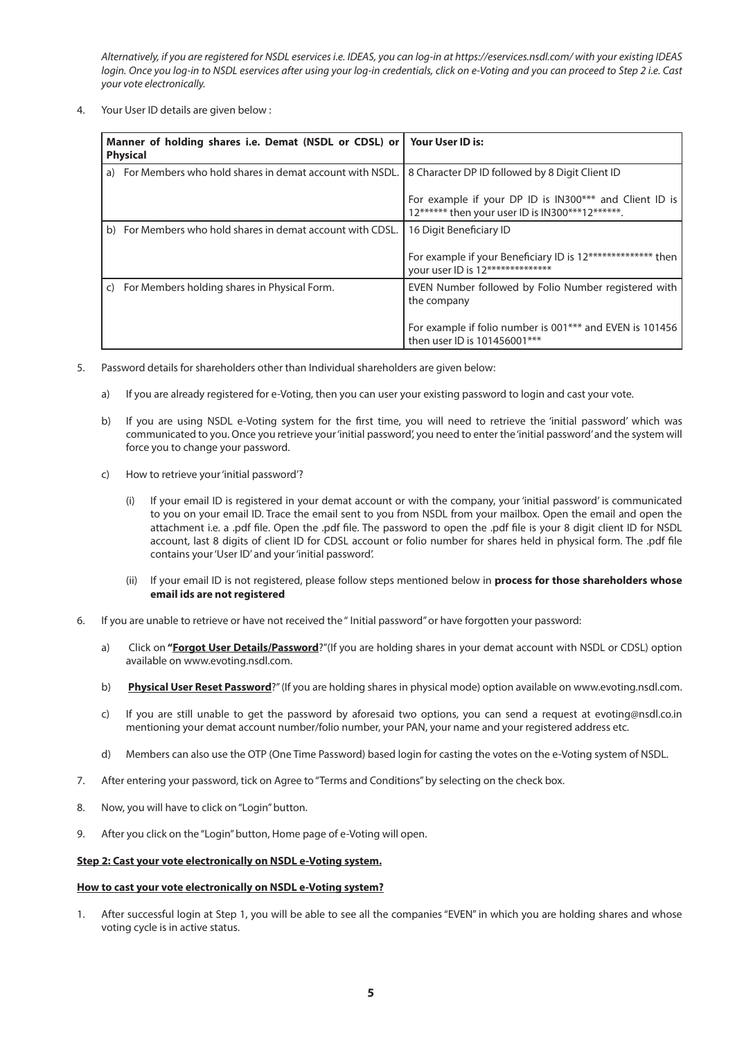*Alternatively, if you are registered for NSDL eservices i.e. IDEAS, you can log-in at https://eservices.nsdl.com/ with your existing IDEAS login. Once you log-in to NSDL eservices after using your log-in credentials, click on e-Voting and you can proceed to Step 2 i.e. Cast your vote electronically.*

4. Your User ID details are given below :

| Manner of holding shares i.e. Demat (NSDL or CDSL) or Physical | Your User ID is: |
|---|---|
| a) For Members who hold shares in demat account with NSDL. | 8 Character DP ID followed by 8 Digit Client ID<br><br>For example if your DP ID is IN300*** and Client ID is 12****** then your user ID is IN300***12******. |
| b) For Members who hold shares in demat account with CDSL. | 16 Digit Beneficiary ID<br><br>For example if your Beneficiary ID is 12************** then your user ID is 12************** |
| c) For Members holding shares in Physical Form. | EVEN Number followed by Folio Number registered with the company<br><br>For example if folio number is 001*** and EVEN is 101456 then user ID is 101456001*** |

5. Password details for shareholders other than Individual shareholders are given below:

   a) If you are already registered for e-Voting, then you can user your existing password to login and cast your vote.

   b) If you are using NSDL e-Voting system for the first time, you will need to retrieve the 'initial password' which was communicated to you. Once you retrieve your 'initial password', you need to enter the 'initial password' and the system will force you to change your password.

   c) How to retrieve your 'initial password'?

      (i) If your email ID is registered in your demat account or with the company, your 'initial password' is communicated to you on your email ID. Trace the email sent to you from NSDL from your mailbox. Open the email and open the attachment i.e. a .pdf file. Open the .pdf file. The password to open the .pdf file is your 8 digit client ID for NSDL account, last 8 digits of client ID for CDSL account or folio number for shares held in physical form. The .pdf file contains your 'User ID' and your 'initial password'.

      (ii) If your email ID is not registered, please follow steps mentioned below in **process for those shareholders whose email ids are not registered**

6. If you are unable to retrieve or have not received the " Initial password" or have forgotten your password:

   a) Click on **"Forgot User Details/Password**?"(If you are holding shares in your demat account with NSDL or CDSL) option available on www.evoting.nsdl.com.

   b) **Physical User Reset Password**?" (If you are holding shares in physical mode) option available on www.evoting.nsdl.com.

   c) If you are still unable to get the password by aforesaid two options, you can send a request at evoting@nsdl.co.in mentioning your demat account number/folio number, your PAN, your name and your registered address etc.

   d) Members can also use the OTP (One Time Password) based login for casting the votes on the e-Voting system of NSDL.

7. After entering your password, tick on Agree to "Terms and Conditions" by selecting on the check box.

8. Now, you will have to click on "Login" button.

9. After you click on the "Login" button, Home page of e-Voting will open.

**Step 2: Cast your vote electronically on NSDL e-Voting system.**

**How to cast your vote electronically on NSDL e-Voting system?**

1. After successful login at Step 1, you will be able to see all the companies "EVEN" in which you are holding shares and whose voting cycle is in active status.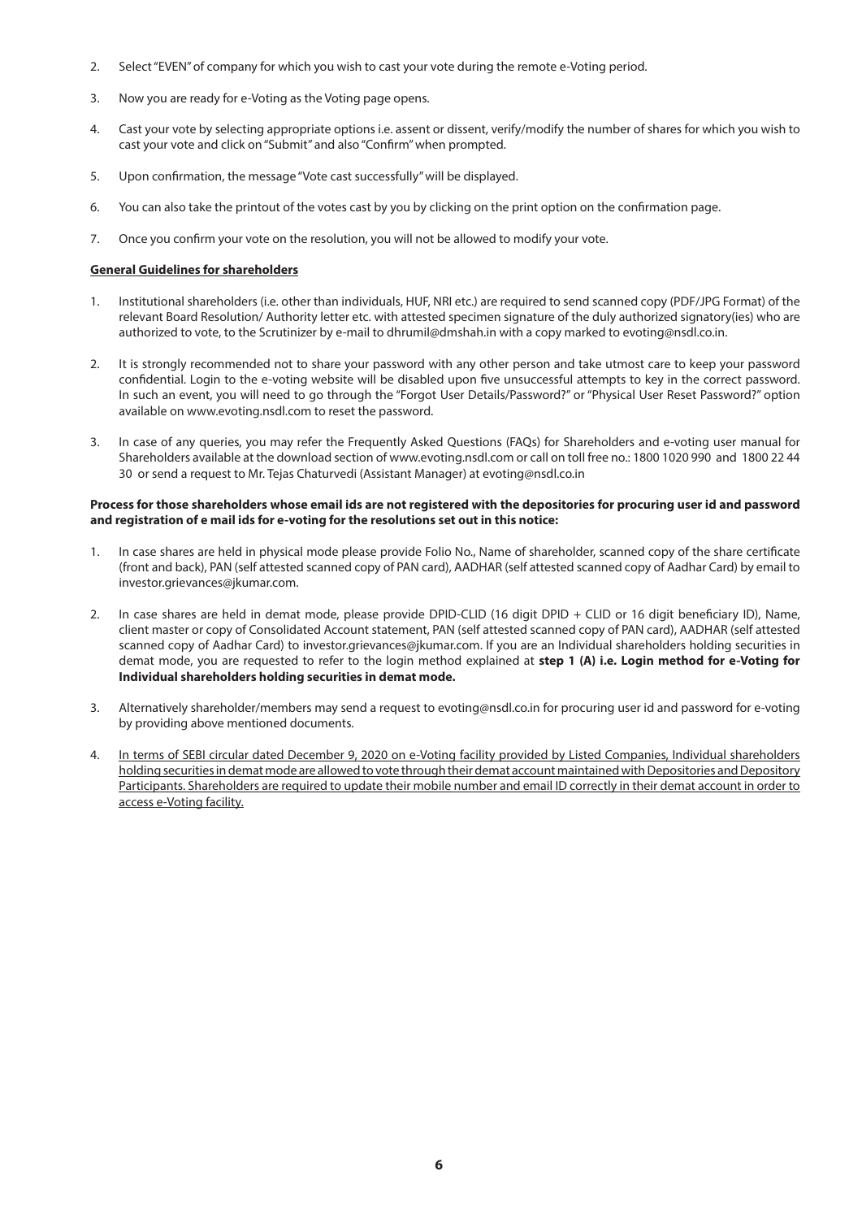2. Select "EVEN" of company for which you wish to cast your vote during the remote e-Voting period.

3. Now you are ready for e-Voting as the Voting page opens.

4. Cast your vote by selecting appropriate options i.e. assent or dissent, verify/modify the number of shares for which you wish to cast your vote and click on "Submit" and also "Confirm" when prompted.

5. Upon confirmation, the message "Vote cast successfully" will be displayed.

6. You can also take the printout of the votes cast by you by clicking on the print option on the confirmation page.

7. Once you confirm your vote on the resolution, you will not be allowed to modify your vote.

**General Guidelines for shareholders**

1. Institutional shareholders (i.e. other than individuals, HUF, NRI etc.) are required to send scanned copy (PDF/JPG Format) of the relevant Board Resolution/ Authority letter etc. with attested specimen signature of the duly authorized signatory(ies) who are authorized to vote, to the Scrutinizer by e-mail to dhrumil@dmshah.in with a copy marked to evoting@nsdl.co.in.

2. It is strongly recommended not to share your password with any other person and take utmost care to keep your password confidential. Login to the e-voting website will be disabled upon five unsuccessful attempts to key in the correct password. In such an event, you will need to go through the "Forgot User Details/Password?" or "Physical User Reset Password?" option available on www.evoting.nsdl.com to reset the password.

3. In case of any queries, you may refer the Frequently Asked Questions (FAQs) for Shareholders and e-voting user manual for Shareholders available at the download section of www.evoting.nsdl.com or call on toll free no.: 1800 1020 990 and 1800 22 44 30 or send a request to Mr. Tejas Chaturvedi (Assistant Manager) at evoting@nsdl.co.in

**Process for those shareholders whose email ids are not registered with the depositories for procuring user id and password and registration of e mail ids for e-voting for the resolutions set out in this notice:**

1. In case shares are held in physical mode please provide Folio No., Name of shareholder, scanned copy of the share certificate (front and back), PAN (self attested scanned copy of PAN card), AADHAR (self attested scanned copy of Aadhar Card) by email to investor.grievances@jkumar.com.

2. In case shares are held in demat mode, please provide DPID-CLID (16 digit DPID + CLID or 16 digit beneficiary ID), Name, client master or copy of Consolidated Account statement, PAN (self attested scanned copy of PAN card), AADHAR (self attested scanned copy of Aadhar Card) to investor.grievances@jkumar.com. If you are an Individual shareholders holding securities in demat mode, you are requested to refer to the login method explained at **step 1 (A) i.e. Login method for e-Voting for Individual shareholders holding securities in demat mode.**

3. Alternatively shareholder/members may send a request to evoting@nsdl.co.in for procuring user id and password for e-voting by providing above mentioned documents.

4. <u>In terms of SEBI circular dated December 9, 2020 on e-Voting facility provided by Listed Companies, Individual shareholders holding securities in demat mode are allowed to vote through their demat account maintained with Depositories and Depository Participants. Shareholders are required to update their mobile number and email ID correctly in their demat account in order to access e-Voting facility.</u>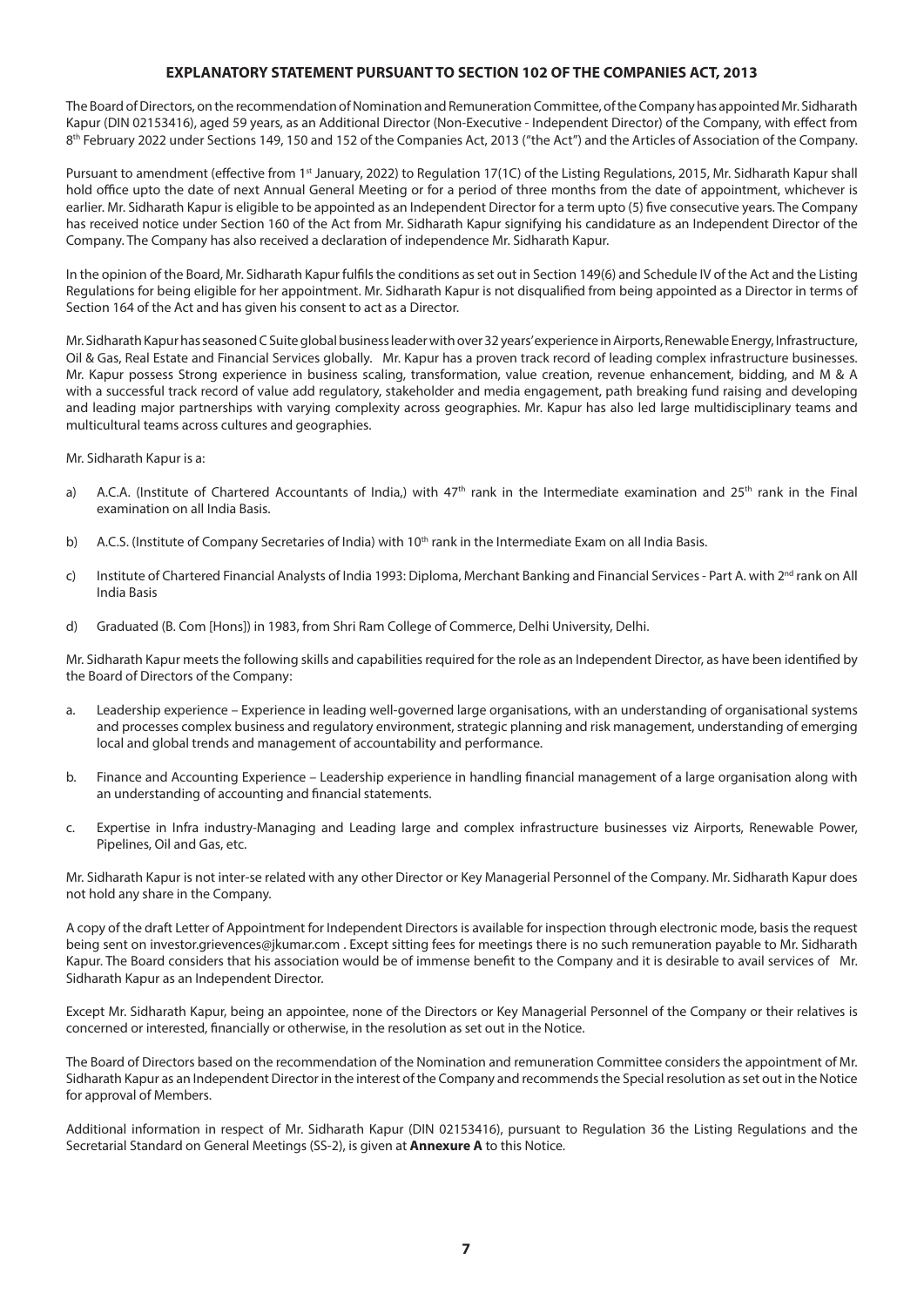# EXPLANATORY STATEMENT PURSUANT TO SECTION 102 OF THE COMPANIES ACT, 2013

The Board of Directors, on the recommendation of Nomination and Remuneration Committee, of the Company has appointed Mr. Sidharath Kapur (DIN 02153416), aged 59 years, as an Additional Director (Non-Executive - Independent Director) of the Company, with effect from 8th February 2022 under Sections 149, 150 and 152 of the Companies Act, 2013 ("the Act") and the Articles of Association of the Company.

Pursuant to amendment (effective from 1st January, 2022) to Regulation 17(1C) of the Listing Regulations, 2015, Mr. Sidharath Kapur shall hold office upto the date of next Annual General Meeting or for a period of three months from the date of appointment, whichever is earlier. Mr. Sidharath Kapur is eligible to be appointed as an Independent Director for a term upto (5) five consecutive years. The Company has received notice under Section 160 of the Act from Mr. Sidharath Kapur signifying his candidature as an Independent Director of the Company. The Company has also received a declaration of independence Mr. Sidharath Kapur.

In the opinion of the Board, Mr. Sidharath Kapur fulfils the conditions as set out in Section 149(6) and Schedule IV of the Act and the Listing Regulations for being eligible for her appointment. Mr. Sidharath Kapur is not disqualified from being appointed as a Director in terms of Section 164 of the Act and has given his consent to act as a Director.

Mr. Sidharath Kapur has seasoned C Suite global business leader with over 32 years' experience in Airports, Renewable Energy, Infrastructure, Oil & Gas, Real Estate and Financial Services globally. Mr. Kapur has a proven track record of leading complex infrastructure businesses. Mr. Kapur possess Strong experience in business scaling, transformation, value creation, revenue enhancement, bidding, and M & A with a successful track record of value add regulatory, stakeholder and media engagement, path breaking fund raising and developing and leading major partnerships with varying complexity across geographies. Mr. Kapur has also led large multidisciplinary teams and multicultural teams across cultures and geographies.

Mr. Sidharath Kapur is a:

a) A.C.A. (Institute of Chartered Accountants of India,) with 47th rank in the Intermediate examination and 25th rank in the Final examination on all India Basis.

b) A.C.S. (Institute of Company Secretaries of India) with 10th rank in the Intermediate Exam on all India Basis.

c) Institute of Chartered Financial Analysts of India 1993: Diploma, Merchant Banking and Financial Services - Part A. with 2nd rank on All India Basis

d) Graduated (B. Com [Hons]) in 1983, from Shri Ram College of Commerce, Delhi University, Delhi.

Mr. Sidharath Kapur meets the following skills and capabilities required for the role as an Independent Director, as have been identified by the Board of Directors of the Company:

a. Leadership experience – Experience in leading well-governed large organisations, with an understanding of organisational systems and processes complex business and regulatory environment, strategic planning and risk management, understanding of emerging local and global trends and management of accountability and performance.

b. Finance and Accounting Experience – Leadership experience in handling financial management of a large organisation along with an understanding of accounting and financial statements.

c. Expertise in Infra industry-Managing and Leading large and complex infrastructure businesses viz Airports, Renewable Power, Pipelines, Oil and Gas, etc.

Mr. Sidharath Kapur is not inter-se related with any other Director or Key Managerial Personnel of the Company. Mr. Sidharath Kapur does not hold any share in the Company.

A copy of the draft Letter of Appointment for Independent Directors is available for inspection through electronic mode, basis the request being sent on investor.grievences@jkumar.com . Except sitting fees for meetings there is no such remuneration payable to Mr. Sidharath Kapur. The Board considers that his association would be of immense benefit to the Company and it is desirable to avail services of Mr. Sidharath Kapur as an Independent Director.

Except Mr. Sidharath Kapur, being an appointee, none of the Directors or Key Managerial Personnel of the Company or their relatives is concerned or interested, financially or otherwise, in the resolution as set out in the Notice.

The Board of Directors based on the recommendation of the Nomination and remuneration Committee considers the appointment of Mr. Sidharath Kapur as an Independent Director in the interest of the Company and recommends the Special resolution as set out in the Notice for approval of Members.

Additional information in respect of Mr. Sidharath Kapur (DIN 02153416), pursuant to Regulation 36 the Listing Regulations and the Secretarial Standard on General Meetings (SS-2), is given at **Annexure A** to this Notice.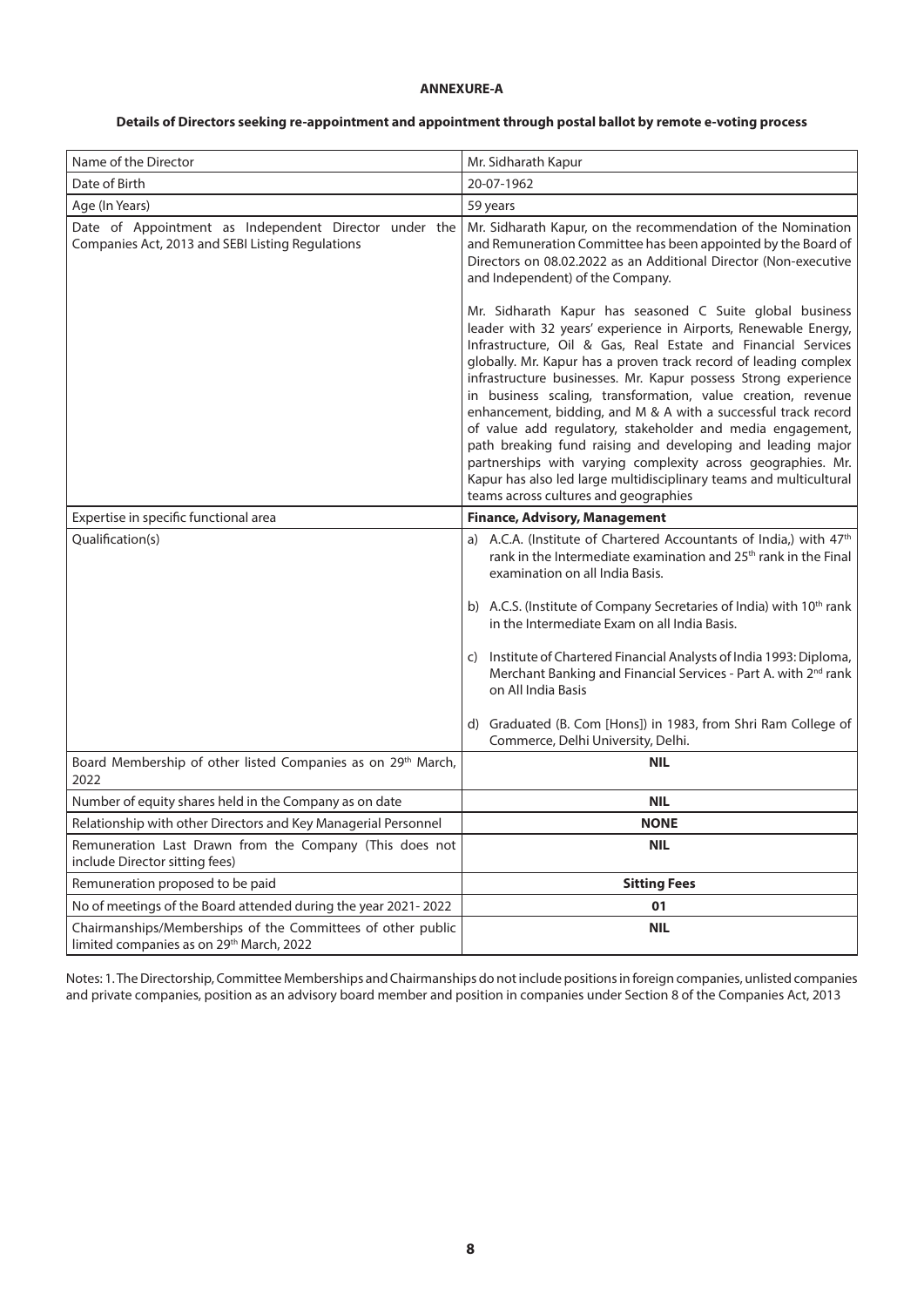**ANNEXURE-A**

**Details of Directors seeking re-appointment and appointment through postal ballot by remote e-voting process**

| | |
|---|---|
| Name of the Director | Mr. Sidharath Kapur |
| Date of Birth | 20-07-1962 |
| Age (In Years) | 59 years |
| Date of Appointment as Independent Director under the Companies Act, 2013 and SEBI Listing Regulations | Mr. Sidharath Kapur, on the recommendation of the Nomination and Remuneration Committee has been appointed by the Board of Directors on 08.02.2022 as an Additional Director (Non-executive and Independent) of the Company.<br><br>Mr. Sidharath Kapur has seasoned C Suite global business leader with 32 years' experience in Airports, Renewable Energy, Infrastructure, Oil & Gas, Real Estate and Financial Services globally. Mr. Kapur has a proven track record of leading complex infrastructure businesses. Mr. Kapur possess Strong experience in business scaling, transformation, value creation, revenue enhancement, bidding, and M & A with a successful track record of value add regulatory, stakeholder and media engagement, path breaking fund raising and developing and leading major partnerships with varying complexity across geographies. Mr. Kapur has also led large multidisciplinary teams and multicultural teams across cultures and geographies |
| Expertise in specific functional area | **Finance, Advisory, Management** |
| Qualification(s) | a) A.C.A. (Institute of Chartered Accountants of India,) with 47th rank in the Intermediate examination and 25th rank in the Final examination on all India Basis.<br><br>b) A.C.S. (Institute of Company Secretaries of India) with 10th rank in the Intermediate Exam on all India Basis.<br><br>c) Institute of Chartered Financial Analysts of India 1993: Diploma, Merchant Banking and Financial Services - Part A. with 2nd rank on All India Basis<br><br>d) Graduated (B. Com [Hons]) in 1983, from Shri Ram College of Commerce, Delhi University, Delhi. |
| Board Membership of other listed Companies as on 29th March, 2022 | **NIL** |
| Number of equity shares held in the Company as on date | **NIL** |
| Relationship with other Directors and Key Managerial Personnel | **NONE** |
| Remuneration Last Drawn from the Company (This does not include Director sitting fees) | **NIL** |
| Remuneration proposed to be paid | **Sitting Fees** |
| No of meetings of the Board attended during the year 2021- 2022 | **01** |
| Chairmanships/Memberships of the Committees of other public limited companies as on 29th March, 2022 | **NIL** |

Notes: 1. The Directorship, Committee Memberships and Chairmanships do not include positions in foreign companies, unlisted companies and private companies, position as an advisory board member and position in companies under Section 8 of the Companies Act, 2013